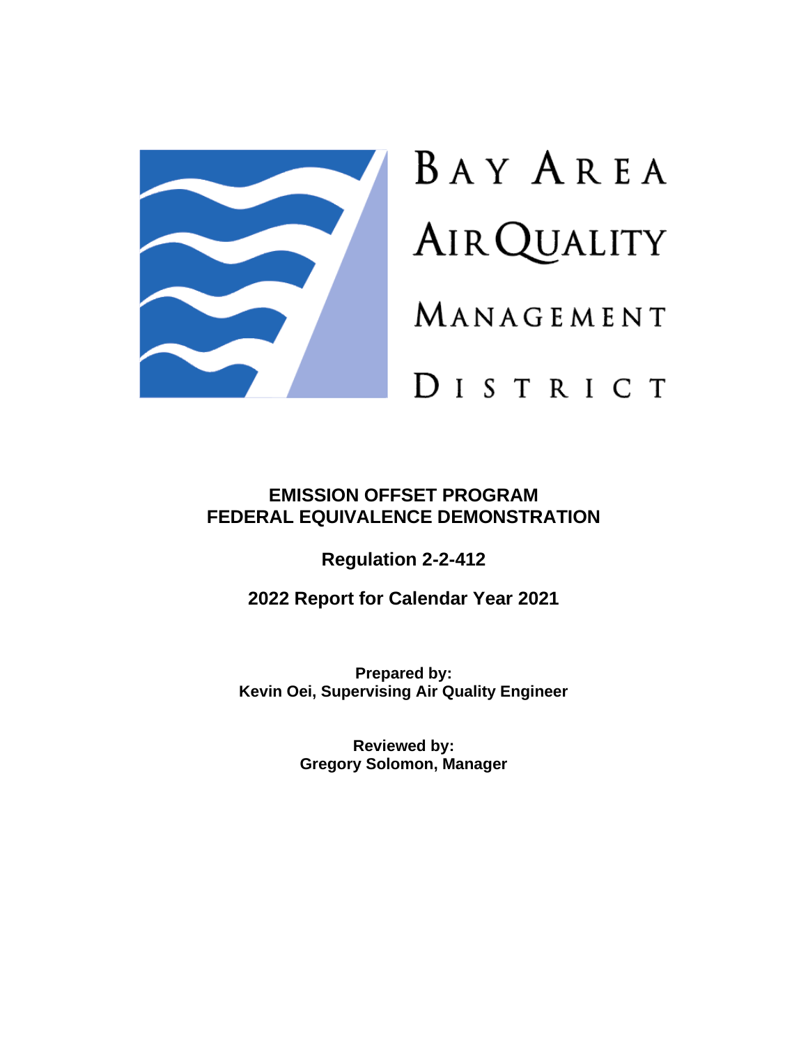BAY AREA AIR QUALITY MANAGEMENT DISTRICT

# EMISSION OFFSET PROGRAM
# FEDERAL EQUIVALENCE DEMONSTRATION

## Regulation 2-2-412

## 2022 Report for Calendar Year 2021

**Prepared by:**
**Kevin Oei, Supervising Air Quality Engineer**

**Reviewed by:**
**Gregory Solomon, Manager**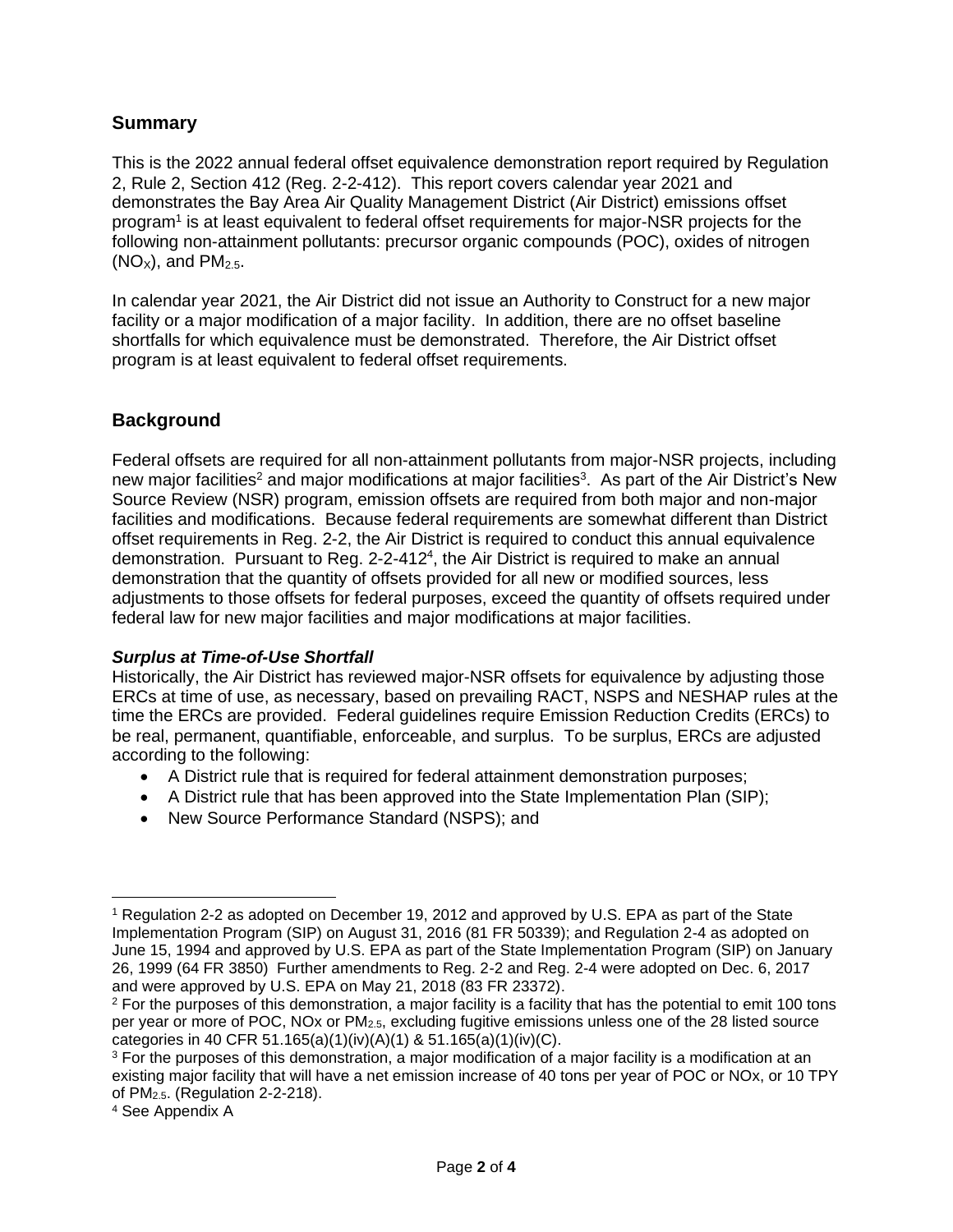## Summary

This is the 2022 annual federal offset equivalence demonstration report required by Regulation 2, Rule 2, Section 412 (Reg. 2-2-412). This report covers calendar year 2021 and demonstrates the Bay Area Air Quality Management District (Air District) emissions offset program[1] is at least equivalent to federal offset requirements for major-NSR projects for the following non-attainment pollutants: precursor organic compounds (POC), oxides of nitrogen ($NO_X$), and $PM_{2.5}$.

In calendar year 2021, the Air District did not issue an Authority to Construct for a new major facility or a major modification of a major facility. In addition, there are no offset baseline shortfalls for which equivalence must be demonstrated. Therefore, the Air District offset program is at least equivalent to federal offset requirements.

## Background

Federal offsets are required for all non-attainment pollutants from major-NSR projects, including new major facilities[2] and major modifications at major facilities[3]. As part of the Air District's New Source Review (NSR) program, emission offsets are required from both major and non-major facilities and modifications. Because federal requirements are somewhat different than District offset requirements in Reg. 2-2, the Air District is required to conduct this annual equivalence demonstration. Pursuant to Reg. 2-2-412[4], the Air District is required to make an annual demonstration that the quantity of offsets provided for all new or modified sources, less adjustments to those offsets for federal purposes, exceed the quantity of offsets required under federal law for new major facilities and major modifications at major facilities.

### *Surplus at Time-of-Use Shortfall*

Historically, the Air District has reviewed major-NSR offsets for equivalence by adjusting those ERCs at time of use, as necessary, based on prevailing RACT, NSPS and NESHAP rules at the time the ERCs are provided. Federal guidelines require Emission Reduction Credits (ERCs) to be real, permanent, quantifiable, enforceable, and surplus. To be surplus, ERCs are adjusted according to the following:

- A District rule that is required for federal attainment demonstration purposes;
- A District rule that has been approved into the State Implementation Plan (SIP);
- New Source Performance Standard (NSPS); and

---

[1] Regulation 2-2 as adopted on December 19, 2012 and approved by U.S. EPA as part of the State Implementation Program (SIP) on August 31, 2016 (81 FR 50339); and Regulation 2-4 as adopted on June 15, 1994 and approved by U.S. EPA as part of the State Implementation Program (SIP) on January 26, 1999 (64 FR 3850) Further amendments to Reg. 2-2 and Reg. 2-4 were adopted on Dec. 6, 2017 and were approved by U.S. EPA on May 21, 2018 (83 FR 23372).

[2] For the purposes of this demonstration, a major facility is a facility that has the potential to emit 100 tons per year or more of POC, NOx or $PM_{2.5}$, excluding fugitive emissions unless one of the 28 listed source categories in 40 CFR 51.165(a)(1)(iv)(A)(1) & 51.165(a)(1)(iv)(C).

[3] For the purposes of this demonstration, a major modification of a major facility is a modification at an existing major facility that will have a net emission increase of 40 tons per year of POC or NOx, or 10 TPY of $PM_{2.5}$. (Regulation 2-2-218).

[4] See Appendix A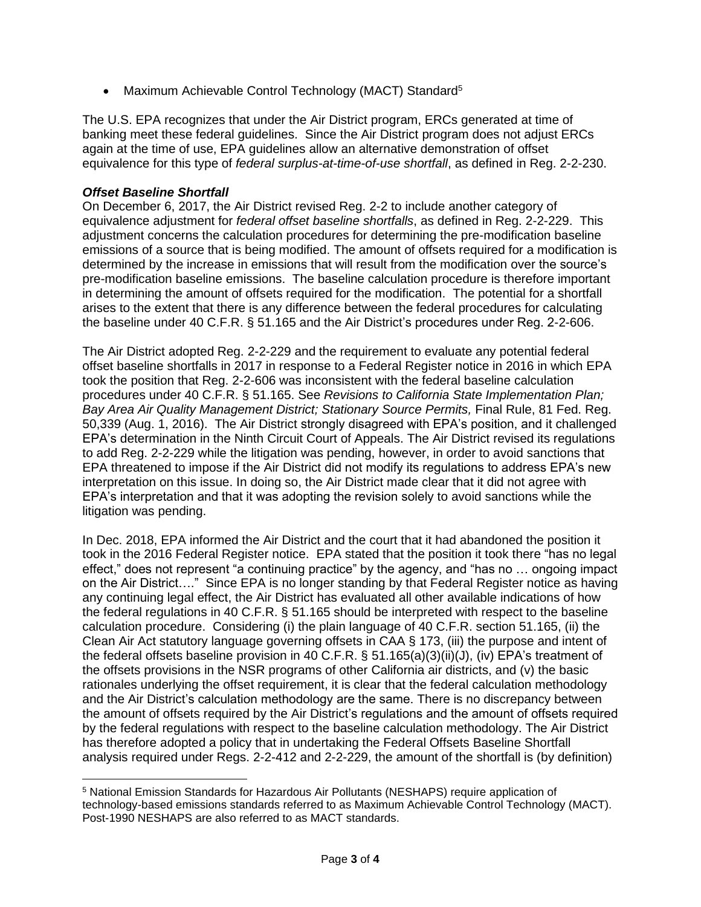- Maximum Achievable Control Technology (MACT) Standard[5]

The U.S. EPA recognizes that under the Air District program, ERCs generated at time of banking meet these federal guidelines. Since the Air District program does not adjust ERCs again at the time of use, EPA guidelines allow an alternative demonstration of offset equivalence for this type of *federal surplus-at-time-of-use shortfall*, as defined in Reg. 2-2-230.

***Offset Baseline Shortfall***

On December 6, 2017, the Air District revised Reg. 2-2 to include another category of equivalence adjustment for *federal offset baseline shortfalls*, as defined in Reg. 2-2-229. This adjustment concerns the calculation procedures for determining the pre-modification baseline emissions of a source that is being modified. The amount of offsets required for a modification is determined by the increase in emissions that will result from the modification over the source's pre-modification baseline emissions. The baseline calculation procedure is therefore important in determining the amount of offsets required for the modification. The potential for a shortfall arises to the extent that there is any difference between the federal procedures for calculating the baseline under 40 C.F.R. § 51.165 and the Air District's procedures under Reg. 2-2-606.

The Air District adopted Reg. 2-2-229 and the requirement to evaluate any potential federal offset baseline shortfalls in 2017 in response to a Federal Register notice in 2016 in which EPA took the position that Reg. 2-2-606 was inconsistent with the federal baseline calculation procedures under 40 C.F.R. § 51.165. See *Revisions to California State Implementation Plan; Bay Area Air Quality Management District; Stationary Source Permits,* Final Rule, 81 Fed. Reg. 50,339 (Aug. 1, 2016). The Air District strongly disagreed with EPA's position, and it challenged EPA's determination in the Ninth Circuit Court of Appeals. The Air District revised its regulations to add Reg. 2-2-229 while the litigation was pending, however, in order to avoid sanctions that EPA threatened to impose if the Air District did not modify its regulations to address EPA's new interpretation on this issue. In doing so, the Air District made clear that it did not agree with EPA's interpretation and that it was adopting the revision solely to avoid sanctions while the litigation was pending.

In Dec. 2018, EPA informed the Air District and the court that it had abandoned the position it took in the 2016 Federal Register notice. EPA stated that the position it took there "has no legal effect," does not represent "a continuing practice" by the agency, and "has no … ongoing impact on the Air District…." Since EPA is no longer standing by that Federal Register notice as having any continuing legal effect, the Air District has evaluated all other available indications of how the federal regulations in 40 C.F.R. § 51.165 should be interpreted with respect to the baseline calculation procedure. Considering (i) the plain language of 40 C.F.R. section 51.165, (ii) the Clean Air Act statutory language governing offsets in CAA § 173, (iii) the purpose and intent of the federal offsets baseline provision in 40 C.F.R. § 51.165(a)(3)(ii)(J), (iv) EPA's treatment of the offsets provisions in the NSR programs of other California air districts, and (v) the basic rationales underlying the offset requirement, it is clear that the federal calculation methodology and the Air District's calculation methodology are the same. There is no discrepancy between the amount of offsets required by the Air District's regulations and the amount of offsets required by the federal regulations with respect to the baseline calculation methodology. The Air District has therefore adopted a policy that in undertaking the Federal Offsets Baseline Shortfall analysis required under Regs. 2-2-412 and 2-2-229, the amount of the shortfall is (by definition)

[5] National Emission Standards for Hazardous Air Pollutants (NESHAPS) require application of technology-based emissions standards referred to as Maximum Achievable Control Technology (MACT). Post-1990 NESHAPS are also referred to as MACT standards.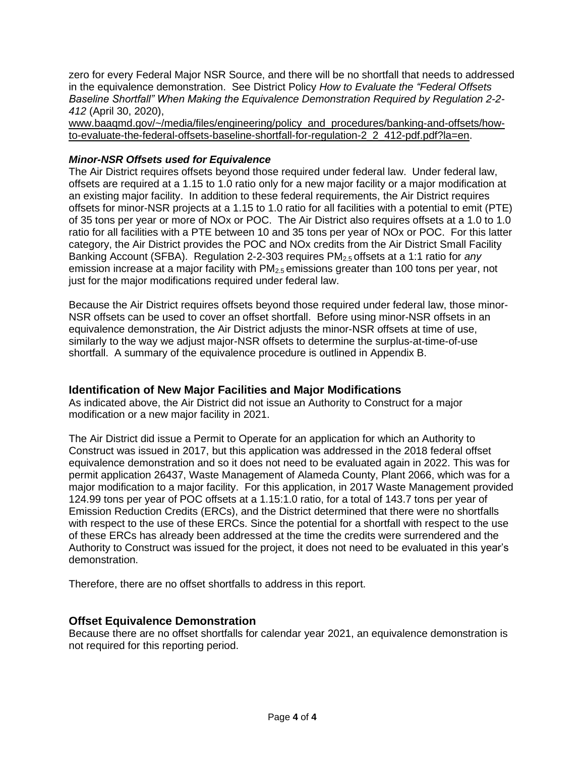zero for every Federal Major NSR Source, and there will be no shortfall that needs to addressed in the equivalence demonstration. See District Policy *How to Evaluate the "Federal Offsets Baseline Shortfall" When Making the Equivalence Demonstration Required by Regulation 2-2-412* (April 30, 2020), www.baaqmd.gov/~/media/files/engineering/policy_and_procedures/banking-and-offsets/how-to-evaluate-the-federal-offsets-baseline-shortfall-for-regulation-2_2_412-pdf.pdf?la=en.

### *Minor-NSR Offsets used for Equivalence*

The Air District requires offsets beyond those required under federal law. Under federal law, offsets are required at a 1.15 to 1.0 ratio only for a new major facility or a major modification at an existing major facility. In addition to these federal requirements, the Air District requires offsets for minor-NSR projects at a 1.15 to 1.0 ratio for all facilities with a potential to emit (PTE) of 35 tons per year or more of NOx or POC. The Air District also requires offsets at a 1.0 to 1.0 ratio for all facilities with a PTE between 10 and 35 tons per year of NOx or POC. For this latter category, the Air District provides the POC and NOx credits from the Air District Small Facility Banking Account (SFBA). Regulation 2-2-303 requires $PM_{2.5}$ offsets at a 1:1 ratio for *any* emission increase at a major facility with $PM_{2.5}$ emissions greater than 100 tons per year, not just for the major modifications required under federal law.

Because the Air District requires offsets beyond those required under federal law, those minor-NSR offsets can be used to cover an offset shortfall. Before using minor-NSR offsets in an equivalence demonstration, the Air District adjusts the minor-NSR offsets at time of use, similarly to the way we adjust major-NSR offsets to determine the surplus-at-time-of-use shortfall. A summary of the equivalence procedure is outlined in Appendix B.

## Identification of New Major Facilities and Major Modifications

As indicated above, the Air District did not issue an Authority to Construct for a major modification or a new major facility in 2021.

The Air District did issue a Permit to Operate for an application for which an Authority to Construct was issued in 2017, but this application was addressed in the 2018 federal offset equivalence demonstration and so it does not need to be evaluated again in 2022. This was for permit application 26437, Waste Management of Alameda County, Plant 2066, which was for a major modification to a major facility. For this application, in 2017 Waste Management provided 124.99 tons per year of POC offsets at a 1.15:1.0 ratio, for a total of 143.7 tons per year of Emission Reduction Credits (ERCs), and the District determined that there were no shortfalls with respect to the use of these ERCs. Since the potential for a shortfall with respect to the use of these ERCs has already been addressed at the time the credits were surrendered and the Authority to Construct was issued for the project, it does not need to be evaluated in this year's demonstration.

Therefore, there are no offset shortfalls to address in this report.

## Offset Equivalence Demonstration

Because there are no offset shortfalls for calendar year 2021, an equivalence demonstration is not required for this reporting period.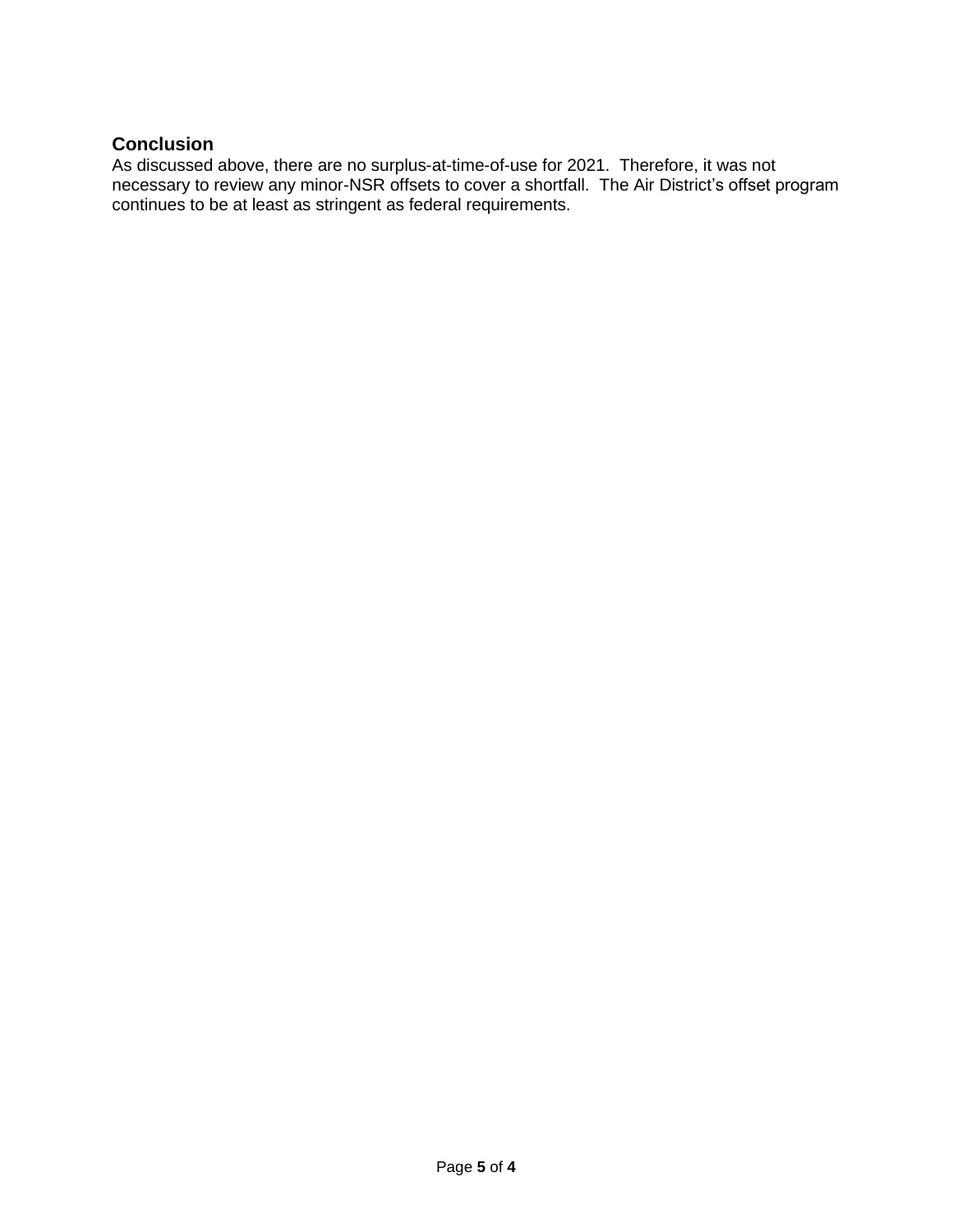## Conclusion

As discussed above, there are no surplus-at-time-of-use for 2021. Therefore, it was not necessary to review any minor-NSR offsets to cover a shortfall. The Air District's offset program continues to be at least as stringent as federal requirements.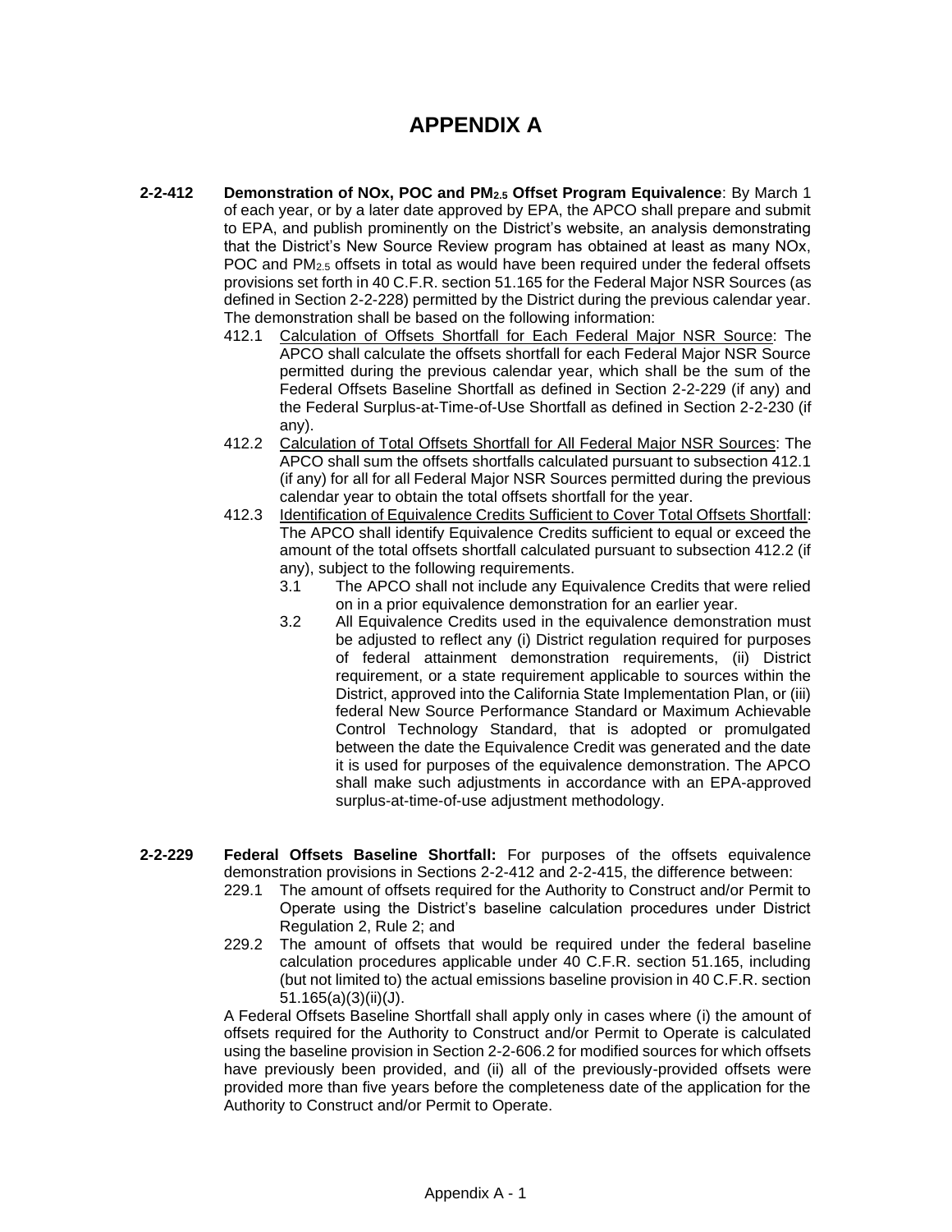# APPENDIX A

**2-2-412 Demonstration of NOx, POC and $PM_{2.5}$ Offset Program Equivalence**: By March 1 of each year, or by a later date approved by EPA, the APCO shall prepare and submit to EPA, and publish prominently on the District's website, an analysis demonstrating that the District's New Source Review program has obtained at least as many NOx, POC and $PM_{2.5}$ offsets in total as would have been required under the federal offsets provisions set forth in 40 C.F.R. section 51.165 for the Federal Major NSR Sources (as defined in Section 2-2-228) permitted by the District during the previous calendar year. The demonstration shall be based on the following information:

412.1 Calculation of Offsets Shortfall for Each Federal Major NSR Source: The APCO shall calculate the offsets shortfall for each Federal Major NSR Source permitted during the previous calendar year, which shall be the sum of the Federal Offsets Baseline Shortfall as defined in Section 2-2-229 (if any) and the Federal Surplus-at-Time-of-Use Shortfall as defined in Section 2-2-230 (if any).

412.2 Calculation of Total Offsets Shortfall for All Federal Major NSR Sources: The APCO shall sum the offsets shortfalls calculated pursuant to subsection 412.1 (if any) for all for all Federal Major NSR Sources permitted during the previous calendar year to obtain the total offsets shortfall for the year.

412.3 Identification of Equivalence Credits Sufficient to Cover Total Offsets Shortfall: The APCO shall identify Equivalence Credits sufficient to equal or exceed the amount of the total offsets shortfall calculated pursuant to subsection 412.2 (if any), subject to the following requirements.

3.1 The APCO shall not include any Equivalence Credits that were relied on in a prior equivalence demonstration for an earlier year.

3.2 All Equivalence Credits used in the equivalence demonstration must be adjusted to reflect any (i) District regulation required for purposes of federal attainment demonstration requirements, (ii) District requirement, or a state requirement applicable to sources within the District, approved into the California State Implementation Plan, or (iii) federal New Source Performance Standard or Maximum Achievable Control Technology Standard, that is adopted or promulgated between the date the Equivalence Credit was generated and the date it is used for purposes of the equivalence demonstration. The APCO shall make such adjustments in accordance with an EPA-approved surplus-at-time-of-use adjustment methodology.

**2-2-229 Federal Offsets Baseline Shortfall:** For purposes of the offsets equivalence demonstration provisions in Sections 2-2-412 and 2-2-415, the difference between:

229.1 The amount of offsets required for the Authority to Construct and/or Permit to Operate using the District's baseline calculation procedures under District Regulation 2, Rule 2; and

229.2 The amount of offsets that would be required under the federal baseline calculation procedures applicable under 40 C.F.R. section 51.165, including (but not limited to) the actual emissions baseline provision in 40 C.F.R. section 51.165(a)(3)(ii)(J).

A Federal Offsets Baseline Shortfall shall apply only in cases where (i) the amount of offsets required for the Authority to Construct and/or Permit to Operate is calculated using the baseline provision in Section 2-2-606.2 for modified sources for which offsets have previously been provided, and (ii) all of the previously-provided offsets were provided more than five years before the completeness date of the application for the Authority to Construct and/or Permit to Operate.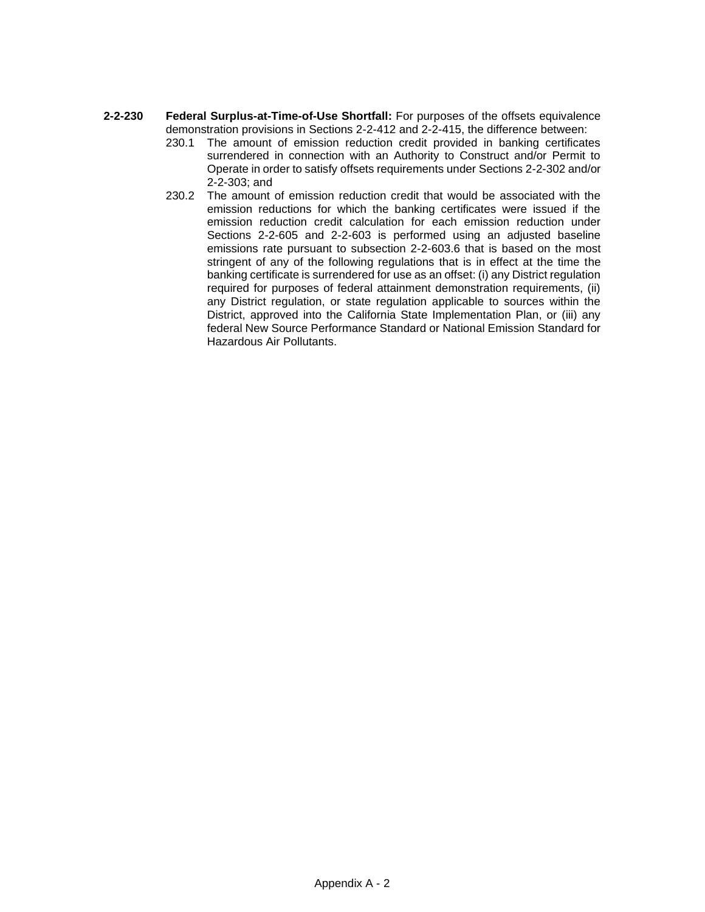**2-2-230 Federal Surplus-at-Time-of-Use Shortfall:** For purposes of the offsets equivalence demonstration provisions in Sections 2-2-412 and 2-2-415, the difference between:

230.1 The amount of emission reduction credit provided in banking certificates surrendered in connection with an Authority to Construct and/or Permit to Operate in order to satisfy offsets requirements under Sections 2-2-302 and/or 2-2-303; and

230.2 The amount of emission reduction credit that would be associated with the emission reductions for which the banking certificates were issued if the emission reduction credit calculation for each emission reduction under Sections 2-2-605 and 2-2-603 is performed using an adjusted baseline emissions rate pursuant to subsection 2-2-603.6 that is based on the most stringent of any of the following regulations that is in effect at the time the banking certificate is surrendered for use as an offset: (i) any District regulation required for purposes of federal attainment demonstration requirements, (ii) any District regulation, or state regulation applicable to sources within the District, approved into the California State Implementation Plan, or (iii) any federal New Source Performance Standard or National Emission Standard for Hazardous Air Pollutants.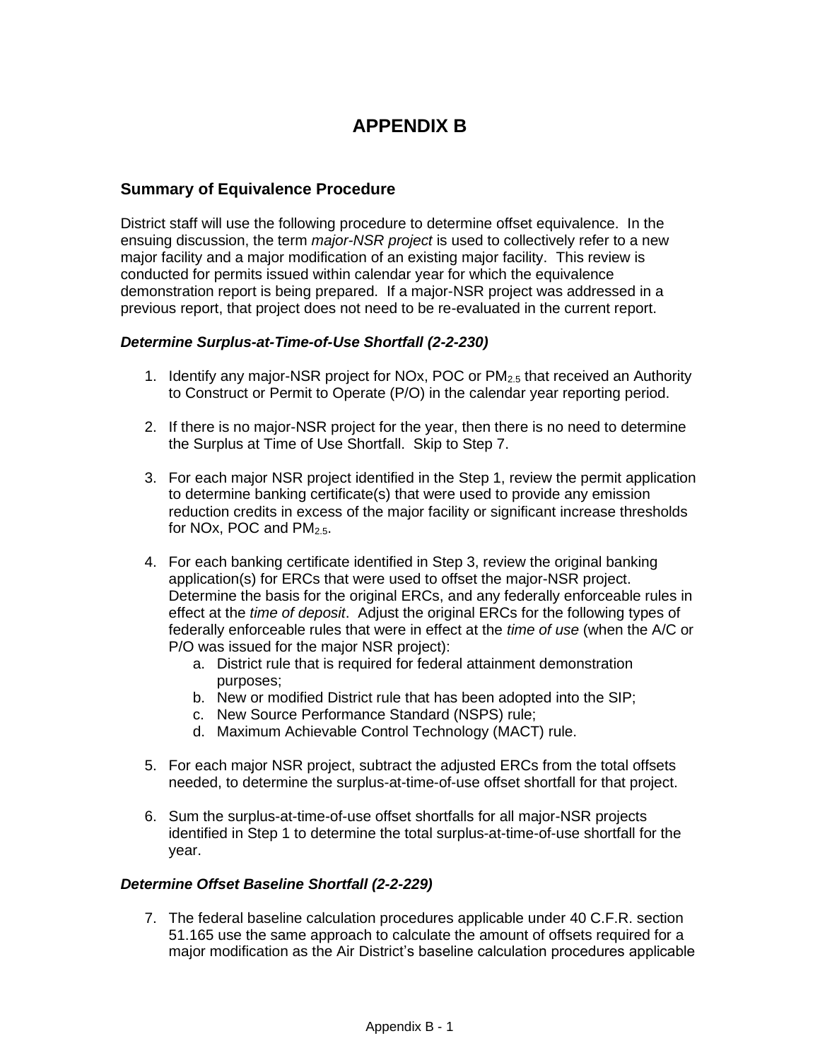# APPENDIX B

## Summary of Equivalence Procedure

District staff will use the following procedure to determine offset equivalence. In the ensuing discussion, the term *major-NSR project* is used to collectively refer to a new major facility and a major modification of an existing major facility. This review is conducted for permits issued within calendar year for which the equivalence demonstration report is being prepared. If a major-NSR project was addressed in a previous report, that project does not need to be re-evaluated in the current report.

### *Determine Surplus-at-Time-of-Use Shortfall (2-2-230)*

1. Identify any major-NSR project for NOx, POC or $PM_{2.5}$ that received an Authority to Construct or Permit to Operate (P/O) in the calendar year reporting period.

2. If there is no major-NSR project for the year, then there is no need to determine the Surplus at Time of Use Shortfall. Skip to Step 7.

3. For each major NSR project identified in the Step 1, review the permit application to determine banking certificate(s) that were used to provide any emission reduction credits in excess of the major facility or significant increase thresholds for NOx, POC and $PM_{2.5}$.

4. For each banking certificate identified in Step 3, review the original banking application(s) for ERCs that were used to offset the major-NSR project. Determine the basis for the original ERCs, and any federally enforceable rules in effect at the *time of deposit*. Adjust the original ERCs for the following types of federally enforceable rules that were in effect at the *time of use* (when the A/C or P/O was issued for the major NSR project):
   a. District rule that is required for federal attainment demonstration purposes;
   b. New or modified District rule that has been adopted into the SIP;
   c. New Source Performance Standard (NSPS) rule;
   d. Maximum Achievable Control Technology (MACT) rule.

5. For each major NSR project, subtract the adjusted ERCs from the total offsets needed, to determine the surplus-at-time-of-use offset shortfall for that project.

6. Sum the surplus-at-time-of-use offset shortfalls for all major-NSR projects identified in Step 1 to determine the total surplus-at-time-of-use shortfall for the year.

### *Determine Offset Baseline Shortfall (2-2-229)*

7. The federal baseline calculation procedures applicable under 40 C.F.R. section 51.165 use the same approach to calculate the amount of offsets required for a major modification as the Air District's baseline calculation procedures applicable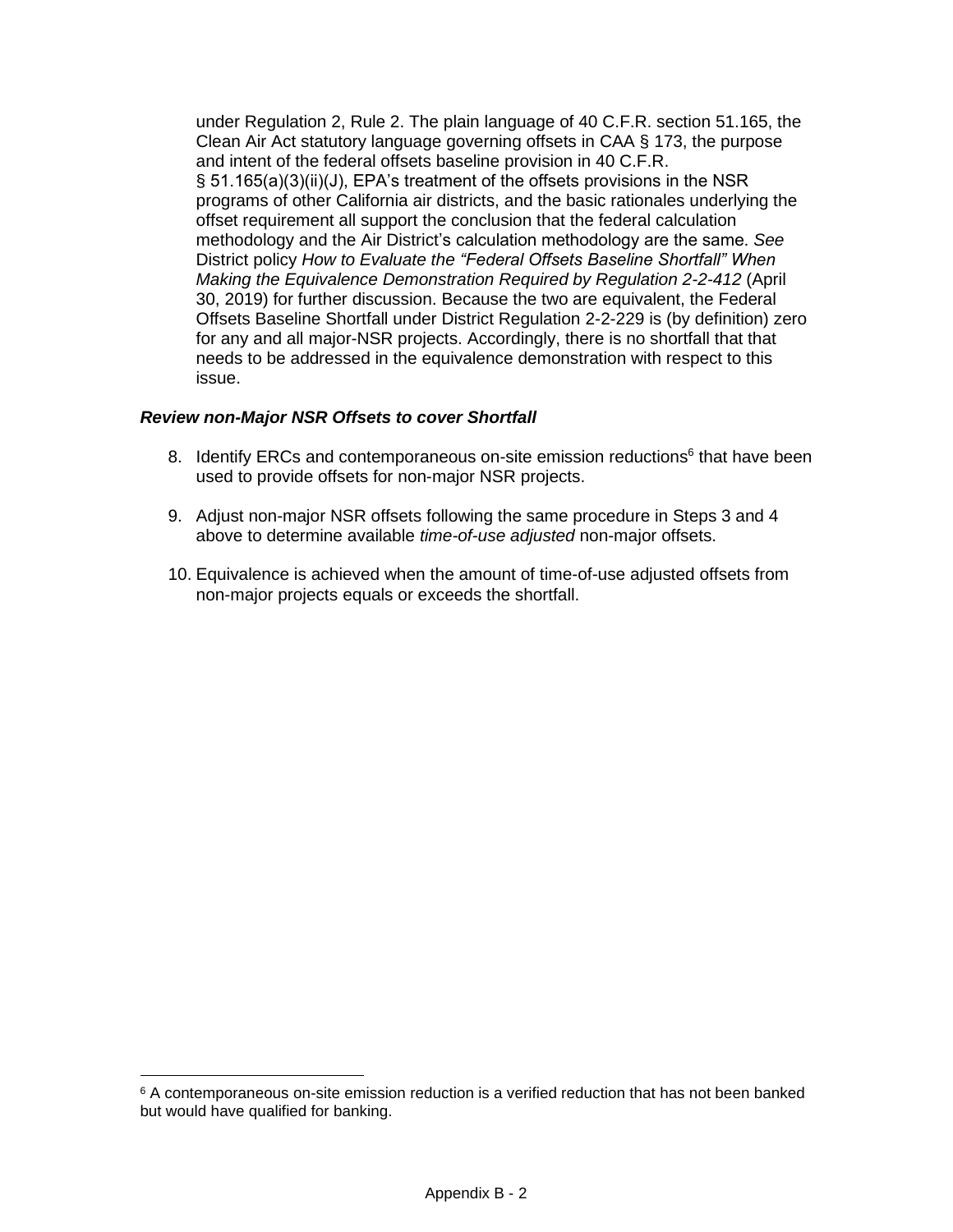under Regulation 2, Rule 2. The plain language of 40 C.F.R. section 51.165, the Clean Air Act statutory language governing offsets in CAA § 173, the purpose and intent of the federal offsets baseline provision in 40 C.F.R. § 51.165(a)(3)(ii)(J), EPA's treatment of the offsets provisions in the NSR programs of other California air districts, and the basic rationales underlying the offset requirement all support the conclusion that the federal calculation methodology and the Air District's calculation methodology are the same. *See* District policy *How to Evaluate the "Federal Offsets Baseline Shortfall" When Making the Equivalence Demonstration Required by Regulation 2-2-412* (April 30, 2019) for further discussion. Because the two are equivalent, the Federal Offsets Baseline Shortfall under District Regulation 2-2-229 is (by definition) zero for any and all major-NSR projects. Accordingly, there is no shortfall that that needs to be addressed in the equivalence demonstration with respect to this issue.

***Review non-Major NSR Offsets to cover Shortfall***

8. Identify ERCs and contemporaneous on-site emission reductions[6] that have been used to provide offsets for non-major NSR projects.
9. Adjust non-major NSR offsets following the same procedure in Steps 3 and 4 above to determine available *time-of-use adjusted* non-major offsets.
10. Equivalence is achieved when the amount of time-of-use adjusted offsets from non-major projects equals or exceeds the shortfall.

[6] A contemporaneous on-site emission reduction is a verified reduction that has not been banked but would have qualified for banking.